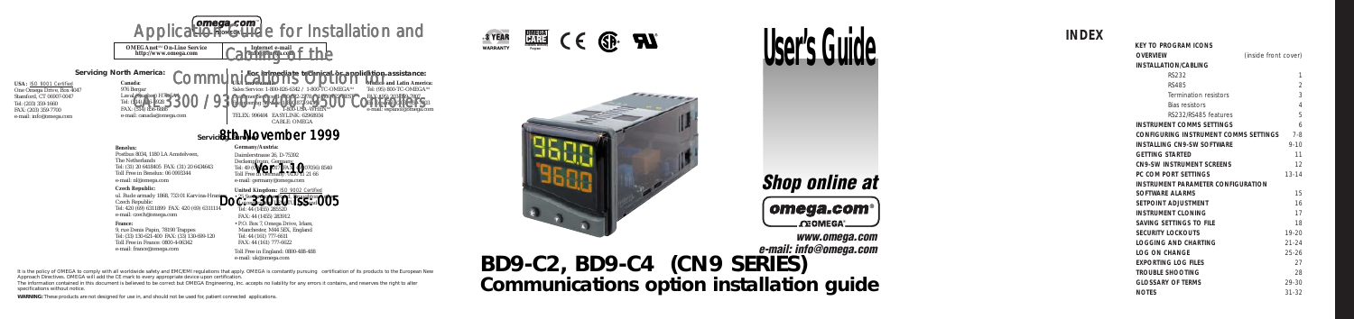# Application Guide for Installation and Cabling of the Communications Option for 3300 / 9300 / 9400 / 9500 Controllers

## 8th November 1999

## Ver 1.0

## Doc 33010 Iss. 005

**OMEGAnet℠ On-Line Service** http://www.omega.com

**Internet e-mail** info@omega.com

### Servicing North America:

**USA:** ISO 9001 Certified
One Omega Drive, Box 4047
Stamford, CT 06907-0047
Tel: (203) 359-1660
FAX: (203) 359-7700
e-mail: info@omega.com

**Canada:**
976 Bergar
Laval (Quebec) H7L 5A1
Tel: (514) 856-6928
FAX: (514) 856-6886
e-mail: canada@omega.com

### For immediate technical or application assistance:

**USA and Canada:** Sales Service: 1-800-826-6342 / 1-800-TC-OMEGA℠
Customer Service: 1-800-622-2378 / 1-800-622-BEST℠
Engineering Service: 1-800-872-9436 / 1-800-USA-WHEN℠
TELEX: 996404 EASYLINK: 62968934 CABLE: OMEGA

**Mexico and Latin America:**
Tel: (95) 800-TC-OMEGA℠
FAX: (95) 203-359-7807
En Español: (95) 203-359-7803
e-mail: espanol@omega.com

### Servicing Europe:

**Benelux:**
Postbus 8034, 1180 LA Amstelveen, The Netherlands
Tel: (31) 20 6418405 FAX: (31) 20 6434643
Toll Free in Benelux: 06 0993344
e-mail: nl@omega.com

**Czech Republic:**
ul. Rude armady 1868, 733 01 Karvina-Hranice
Czech Republic
Tel: 420 (69) 6311899 FAX: 420 (69) 6311114
e-mail: czech@omega.com

**France:**
9, rue Denis Papin, 78190 Trappes
Tel: (33) 130-621-400 FAX: (33) 130-699-120
Toll Free in France: 0800-4-06342
e-mail: france@omega.com

**Germany/Austria:**
Daimlerstrasse 26, D-75392
Deckenpfronn, Germany
Tel: 49 (07056) 3017 FAX: 49 (07056) 8540
Toll Free in Germany: 0130 11 21 66
e-mail: germany@omega.com

**United Kingdom:** ISO 9002 Certified
- One Omega Drive, River Bend Technology Centre, Northbank, Irlam, Manchester M44 5EX, England
  Tel: 44 (1455) 285520
  FAX: 44 (1455) 283912
- P.O. Box 7, Omega Drive, Irlam, Manchester, M44 5EX, England
  Tel: 44 (161) 777-6611
  FAX: 44 (161) 777-6622

Toll Free in England: 0800-488-488
e-mail: uk@omega.com

It is the policy of OMEGA to comply with all worldwide safety and EMC/EMI regulations that apply. OMEGA is constantly pursuing certification of its products to the European New Approach Directives. OMEGA will add the CE mark to every appropriate device upon certification.

The information contained in this document is believed to be correct but OMEGA Engineering, Inc. accepts no liability for any errors it contains, and reserves the right to alter specifications without notice.

**WARNING:** These products are not designed for use in, and should not be used for, patient connected applications.

3 YEAR WARRANTY

# User's Guide

## Shop online at

omega.com®

www.omega.com
e-mail: info@omega.com

# BD9-C2, BD9-C4 (CN9 SERIES)
## Communications option installation guide

## INDEX

| | |
|---|---|
| **KEY TO PROGRAM ICONS** | |
| **OVERVIEW** | (inside front cover) |
| **INSTALLATION/CABLING** | |
| RS232 | 1 |
| RS485 | 2 |
| Termination resistors | 3 |
| Bias resistors | 4 |
| RS232/RS485 features | 5 |
| **INSTRUMENT COMMS SETTINGS** | 6 |
| **CONFIGURING INSTRUMENT COMMS SETTINGS** | 7-8 |
| **INSTALLING CN9-SW SOFTWARE** | 9-10 |
| **GETTING STARTED** | 11 |
| **CN9-SW INSTRUMENT SCREENS** | 12 |
| **PC COM PORT SETTINGS** | 13-14 |
| **INSTRUMENT PARAMETER CONFIGURATION** | |
| **SOFTWARE ALARMS** | 15 |
| **SETPOINT ADJUSTMENT** | 16 |
| **INSTRUMENT CLONING** | 17 |
| **SAVING SETTINGS TO FILE** | 18 |
| **SECURITY LOCKOUTS** | 19-20 |
| **LOGGING AND CHARTING** | 21-24 |
| **LOG ON CHANGE** | 25-26 |
| **EXPORTING LOG FILES** | 27 |
| **TROUBLE SHOOTING** | 28 |
| **GLOSSARY OF TERMS** | 29-30 |
| **NOTES** | 31-32 |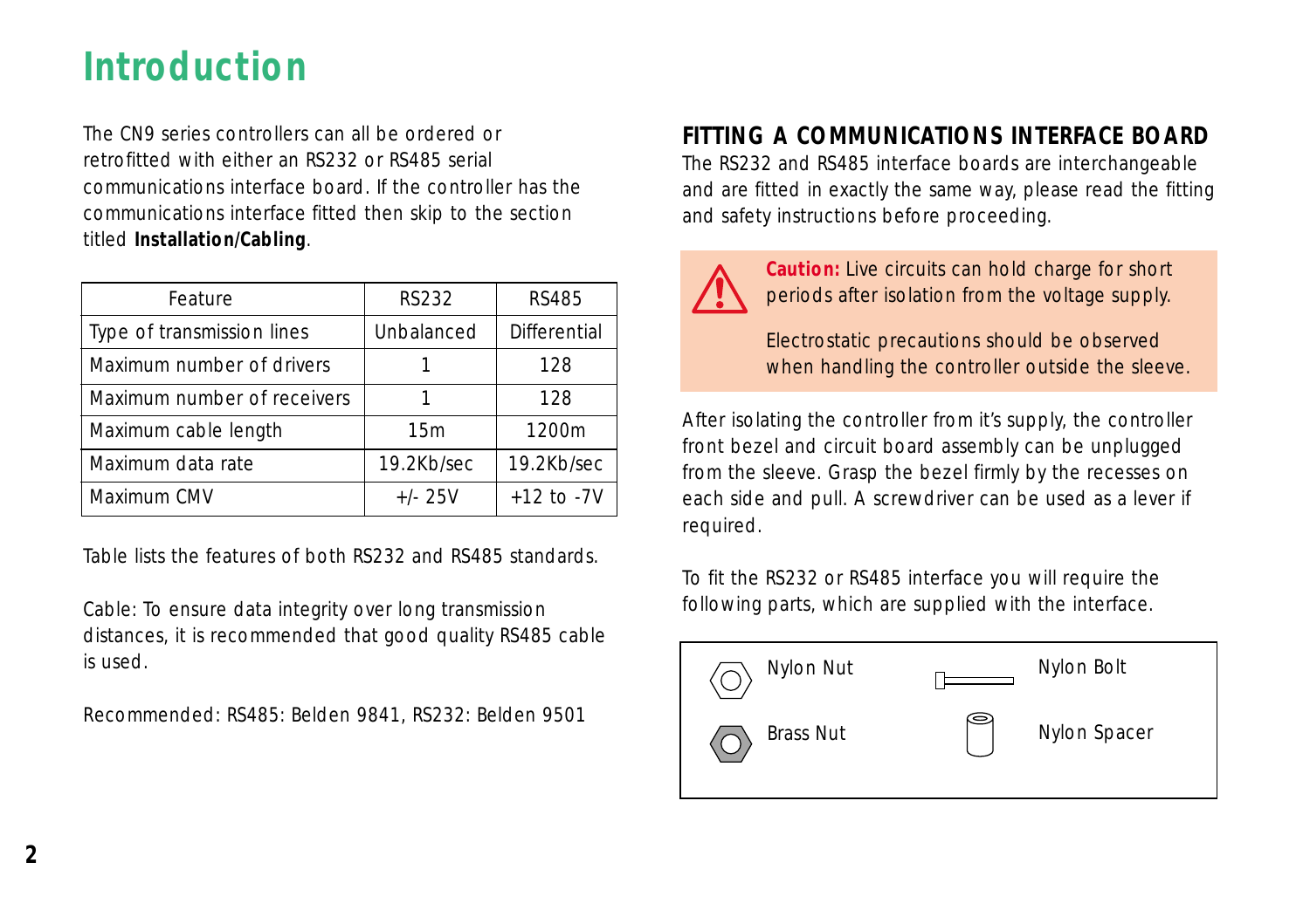# Introduction

The CN9 series controllers can all be ordered or retrofitted with either an RS232 or RS485 serial communications interface board. If the controller has the communications interface fitted then skip to the section titled **Installation/Cabling**.

| Feature | RS232 | RS485 |
|---|---|---|
| Type of transmission lines | Unbalanced | Differential |
| Maximum number of drivers | 1 | 128 |
| Maximum number of receivers | 1 | 128 |
| Maximum cable length | 15m | 1200m |
| Maximum data rate | 19.2Kb/sec | 19.2Kb/sec |
| Maximum CMV | +/- 25V | +12 to -7V |

Table lists the features of both RS232 and RS485 standards.

Cable: To ensure data integrity over long transmission distances, it is recommended that good quality RS485 cable is used.

Recommended: RS485: Belden 9841, RS232: Belden 9501

## FITTING A COMMUNICATIONS INTERFACE BOARD

The RS232 and RS485 interface boards are interchangeable and are fitted in exactly the same way, please read the fitting and safety instructions before proceeding.

**Caution:** Live circuits can hold charge for short periods after isolation from the voltage supply.

Electrostatic precautions should be observed when handling the controller outside the sleeve.

After isolating the controller from it's supply, the controller front bezel and circuit board assembly can be unplugged from the sleeve. Grasp the bezel firmly by the recesses on each side and pull. A screwdriver can be used as a lever if required.

To fit the RS232 or RS485 interface you will require the following parts, which are supplied with the interface.

- Nylon Nut
- Nylon Bolt
- Brass Nut
- Nylon Spacer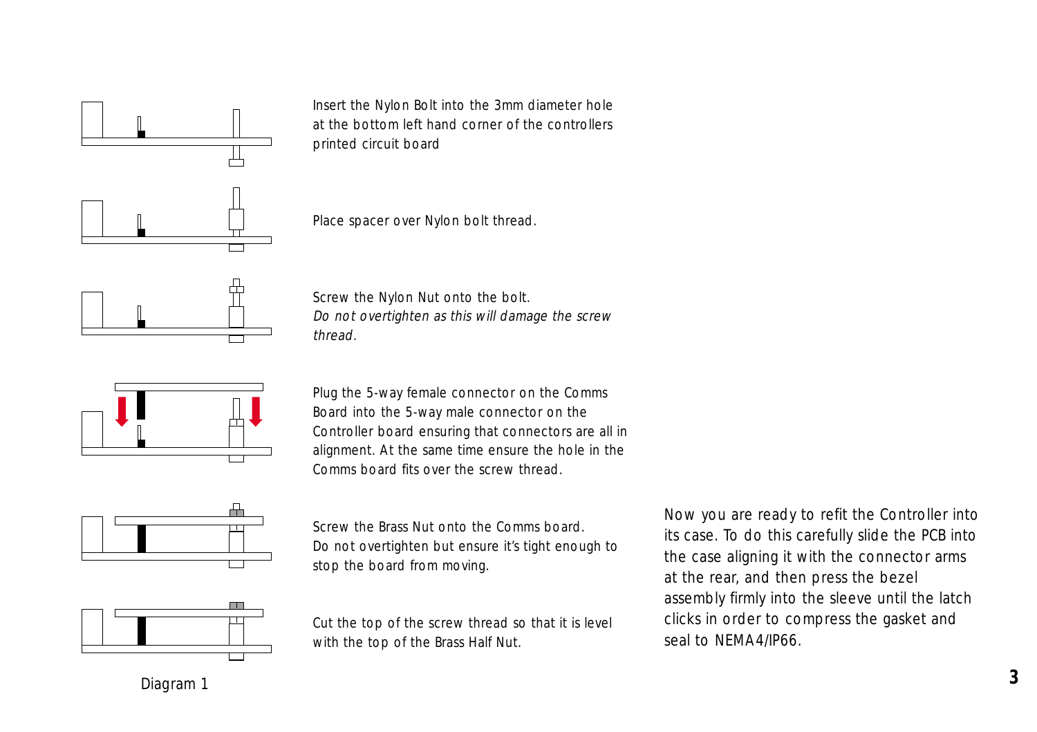Insert the Nylon Bolt into the 3mm diameter hole at the bottom left hand corner of the controllers printed circuit board

Place spacer over Nylon bolt thread.

Screw the Nylon Nut onto the bolt.
*Do not overtighten as this will damage the screw thread.*

Plug the 5-way female connector on the Comms Board into the 5-way male connector on the Controller board ensuring that connectors are all in alignment. At the same time ensure the hole in the Comms board fits over the screw thread.

Screw the Brass Nut onto the Comms board.
Do not overtighten but ensure it's tight enough to stop the board from moving.

Cut the top of the screw thread so that it is level with the top of the Brass Half Nut.

Diagram 1

Now you are ready to refit the Controller into its case. To do this carefully slide the PCB into the case aligning it with the connector arms at the rear, and then press the bezel assembly firmly into the sleeve until the latch clicks in order to compress the gasket and seal to NEMA4/IP66.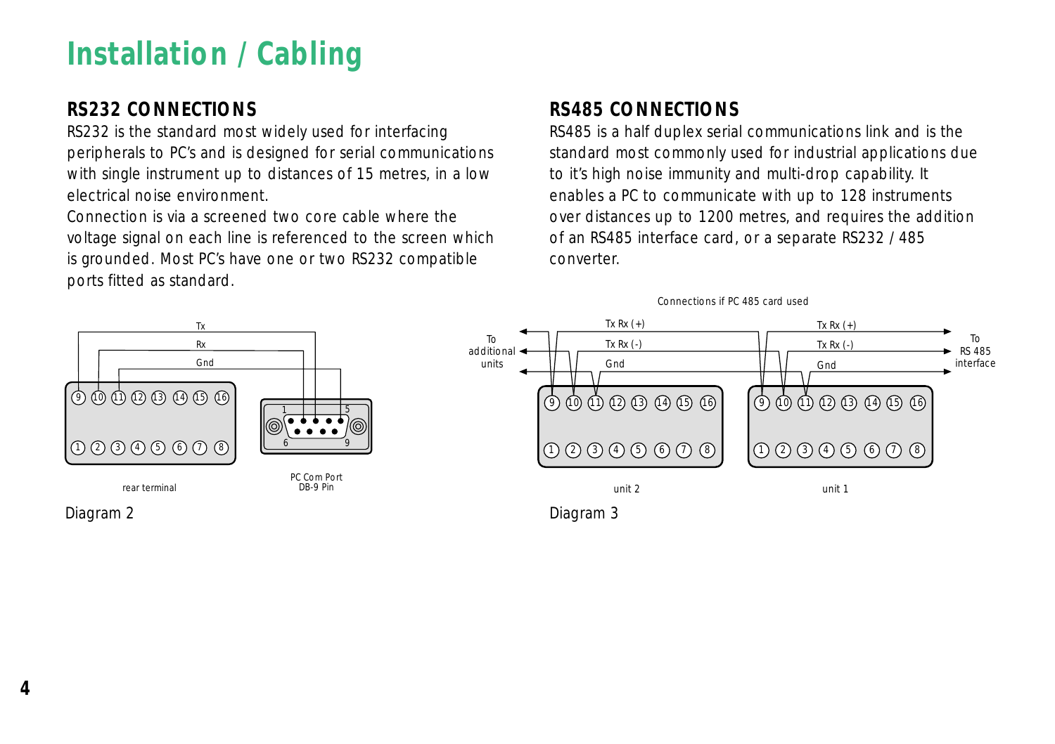# Installation / Cabling

## RS232 CONNECTIONS

RS232 is the standard most widely used for interfacing peripherals to PC's and is designed for serial communications with single instrument up to distances of 15 metres, in a low electrical noise environment.
Connection is via a screened two core cable where the voltage signal on each line is referenced to the screen which is grounded. Most PC's have one or two RS232 compatible ports fitted as standard.

Tx

Rx

Gnd

rear terminal

PC Com Port
DB-9 Pin

Diagram 2

## RS485 CONNECTIONS

RS485 is a half duplex serial communications link and is the standard most commonly used for industrial applications due to it's high noise immunity and multi-drop capability. It enables a PC to communicate with up to 128 instruments over distances up to 1200 metres, and requires the addition of an RS485 interface card, or a separate RS232 / 485 converter.

Connections if PC 485 card used

To additional units

Tx Rx (+)

Tx Rx (-)

Gnd

To RS 485 interface

unit 2

unit 1

Diagram 3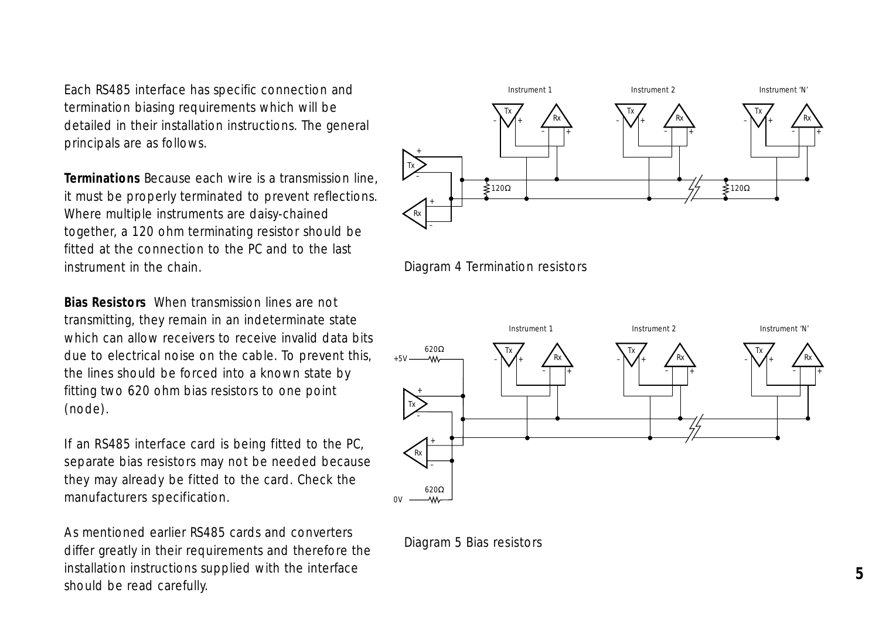Each RS485 interface has specific connection and termination biasing requirements which will be detailed in their installation instructions. The general principals are as follows.

**Terminations** Because each wire is a transmission line, it must be properly terminated to prevent reflections. Where multiple instruments are daisy-chained together, a 120 ohm terminating resistor should be fitted at the connection to the PC and to the last instrument in the chain.

**Bias Resistors** When transmission lines are not transmitting, they remain in an indeterminate state which can allow receivers to receive invalid data bits due to electrical noise on the cable. To prevent this, the lines should be forced into a known state by fitting two 620 ohm bias resistors to one point (node).

If an RS485 interface card is being fitted to the PC, separate bias resistors may not be needed because they may already be fitted to the card. Check the manufacturers specification.

As mentioned earlier RS485 cards and converters differ greatly in their requirements and therefore the installation instructions supplied with the interface should be read carefully.

Diagram 4 Termination resistors

Diagram 5 Bias resistors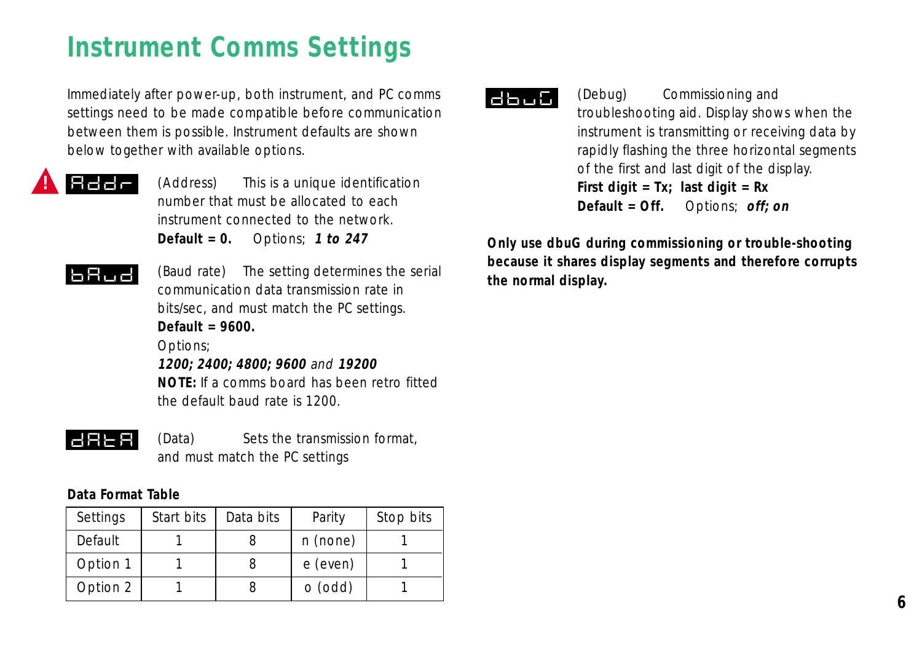# Instrument Comms Settings

Immediately after power-up, both instrument, and PC comms settings need to be made compatible before communication between them is possible. Instrument defaults are shown below together with available options.

! **Addr** (Address) This is a unique identification number that must be allocated to each instrument connected to the network.
**Default = 0.** Options; ***1 to 247***

**bAud** (Baud rate) The setting determines the serial communication data transmission rate in bits/sec, and must match the PC settings.
**Default = 9600.**
Options;
***1200; 2400; 4800; 9600*** *and* ***19200***
**NOTE:** If a comms board has been retro fitted the default baud rate is 1200.

**dAtA** (Data) Sets the transmission format, and must match the PC settings

**Data Format Table**

| Settings | Start bits | Data bits | Parity | Stop bits |
|---|---|---|---|---|
| Default | 1 | 8 | n (none) | 1 |
| Option 1 | 1 | 8 | e (even) | 1 |
| Option 2 | 1 | 8 | o (odd) | 1 |

**dbuG** (Debug) Commissioning and troubleshooting aid. Display shows when the instrument is transmitting or receiving data by rapidly flashing the three horizontal segments of the first and last digit of the display.
**First digit = Tx; last digit = Rx**
**Default = Off.** Options; ***off; on***

**Only use dbuG during commissioning or trouble-shooting because it shares display segments and therefore corrupts the normal display.**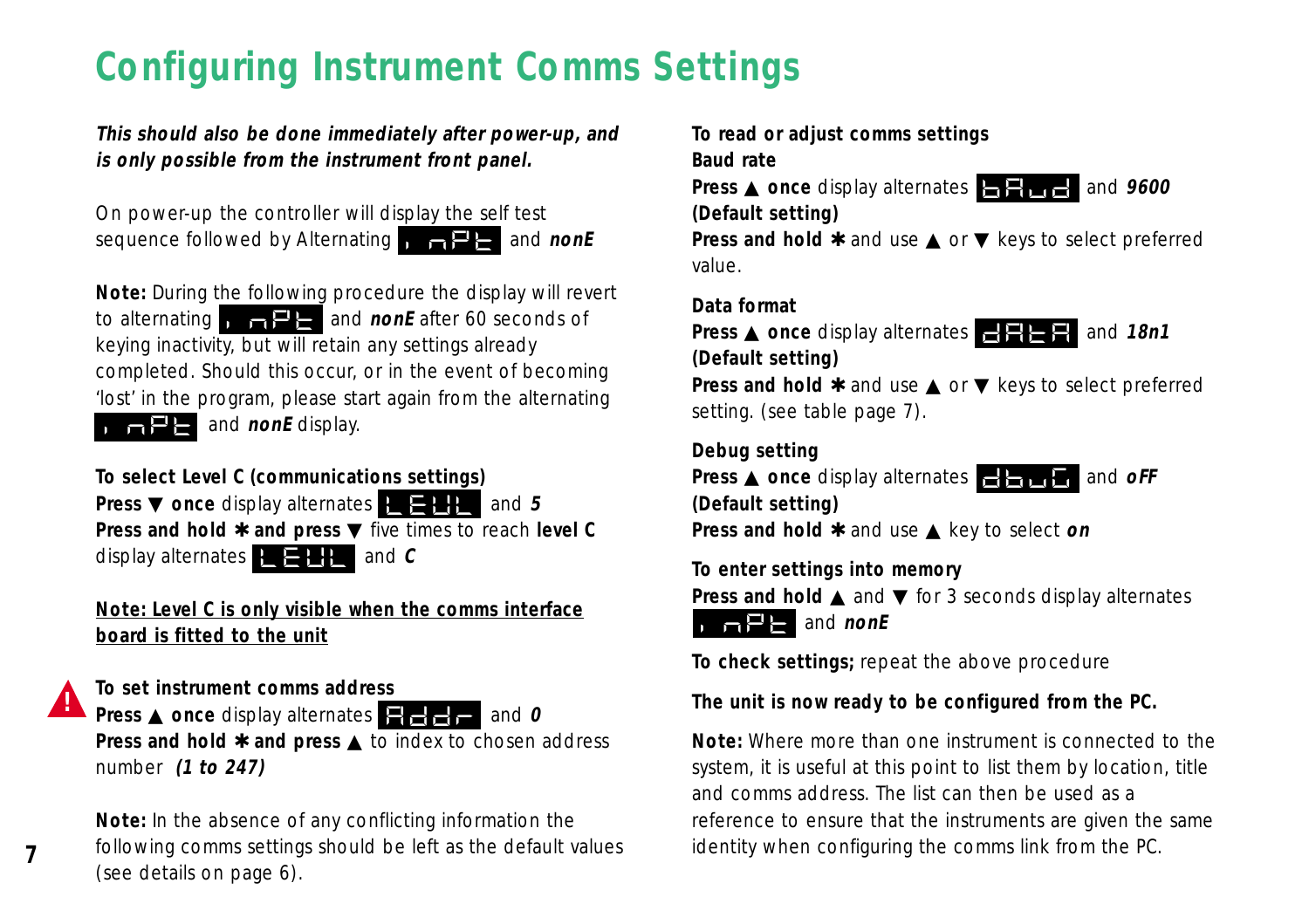# Configuring Instrument Comms Settings

***This should also be done immediately after power-up, and is only possible from the instrument front panel.***

On power-up the controller will display the self test sequence followed by Alternating **inPt** and ***nonE***

**Note:** During the following procedure the display will revert to alternating **inPt** and ***nonE*** after 60 seconds of keying inactivity, but will retain any settings already completed. Should this occur, or in the event of becoming 'lost' in the program, please start again from the alternating **inPt** and ***nonE*** display.

**To select Level C (communications settings)**
**Press ▼ once** display alternates **LEUL** and ***5***
**Press and hold ✱ and press ▼** five times to reach **level C** display alternates **LEUL** and ***C***

**Note: Level C is only visible when the comms interface board is fitted to the unit**

**To set instrument comms address**
**Press ▲ once** display alternates **Addr** and ***0***
**Press and hold ✱ and press ▲** to index to chosen address number ***(1 to 247)***

**Note:** In the absence of any conflicting information the following comms settings should be left as the default values (see details on page 6).

**To read or adjust comms settings**

**Baud rate**
**Press ▲ once** display alternates **bAud** and ***9600***
**(Default setting)**
**Press and hold ✱** and use **▲** or **▼** keys to select preferred value.

**Data format**
**Press ▲ once** display alternates **dAtA** and ***18n1***
**(Default setting)**
**Press and hold ✱** and use **▲** or **▼** keys to select preferred setting. (see table page 7).

**Debug setting**
**Press ▲ once** display alternates **dbuG** and ***oFF***
**(Default setting)**
**Press and hold ✱** and use **▲** key to select ***on***

**To enter settings into memory**
**Press and hold ▲** and **▼** for 3 seconds display alternates **inPt** and ***nonE***

**To check settings;** repeat the above procedure

**The unit is now ready to be configured from the PC.**

**Note:** Where more than one instrument is connected to the system, it is useful at this point to list them by location, title and comms address. The list can then be used as a reference to ensure that the instruments are given the same identity when configuring the comms link from the PC.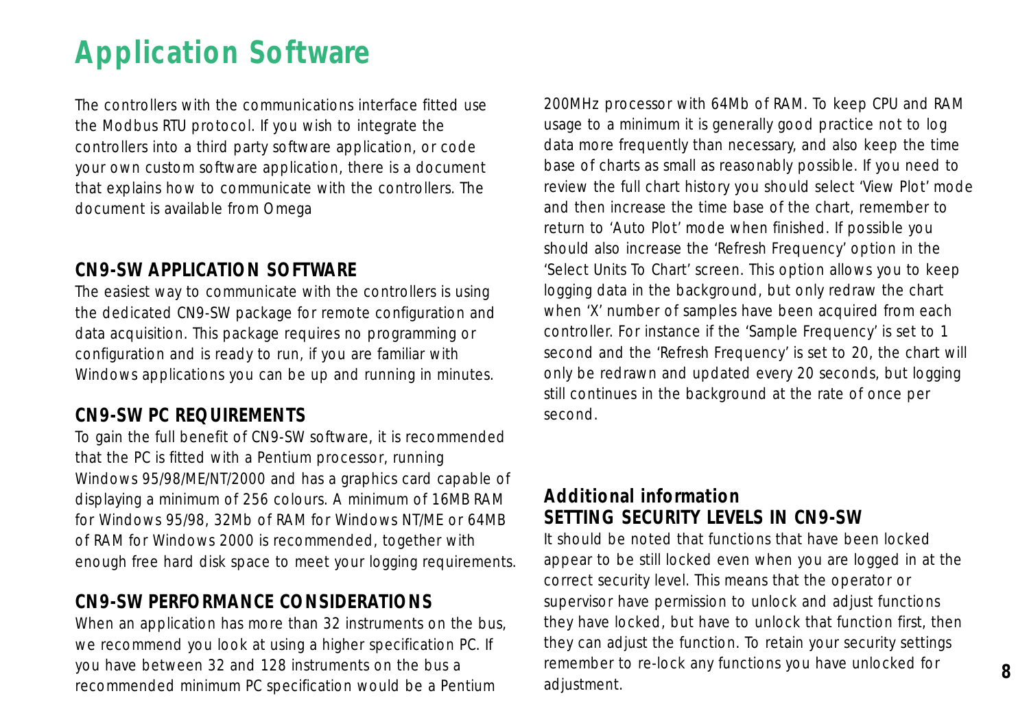# Application Software

The controllers with the communications interface fitted use the Modbus RTU protocol. If you wish to integrate the controllers into a third party software application, or code your own custom software application, there is a document that explains how to communicate with the controllers. The document is available from Omega

## CN9-SW APPLICATION SOFTWARE

The easiest way to communicate with the controllers is using the dedicated CN9-SW package for remote configuration and data acquisition. This package requires no programming or configuration and is ready to run, if you are familiar with Windows applications you can be up and running in minutes.

## CN9-SW PC REQUIREMENTS

To gain the full benefit of CN9-SW software, it is recommended that the PC is fitted with a Pentium processor, running Windows 95/98/ME/NT/2000 and has a graphics card capable of displaying a minimum of 256 colours. A minimum of 16MB RAM for Windows 95/98, 32Mb of RAM for Windows NT/ME or 64MB of RAM for Windows 2000 is recommended, together with enough free hard disk space to meet your logging requirements.

## CN9-SW PERFORMANCE CONSIDERATIONS

When an application has more than 32 instruments on the bus, we recommend you look at using a higher specification PC. If you have between 32 and 128 instruments on the bus a recommended minimum PC specification would be a Pentium 200MHz processor with 64Mb of RAM. To keep CPU and RAM usage to a minimum it is generally good practice not to log data more frequently than necessary, and also keep the time base of charts as small as reasonably possible. If you need to review the full chart history you should select 'View Plot' mode and then increase the time base of the chart, remember to return to 'Auto Plot' mode when finished. If possible you should also increase the 'Refresh Frequency' option in the 'Select Units To Chart' screen. This option allows you to keep logging data in the background, but only redraw the chart when 'X' number of samples have been acquired from each controller. For instance if the 'Sample Frequency' is set to 1 second and the 'Refresh Frequency' is set to 20, the chart will only be redrawn and updated every 20 seconds, but logging still continues in the background at the rate of once per second.

## Additional information
## SETTING SECURITY LEVELS IN CN9-SW

It should be noted that functions that have been locked appear to be still locked even when you are logged in at the correct security level. This means that the operator or supervisor have permission to unlock and adjust functions they have locked, but have to unlock that function first, then they can adjust the function. To retain your security settings remember to re-lock any functions you have unlocked for adjustment.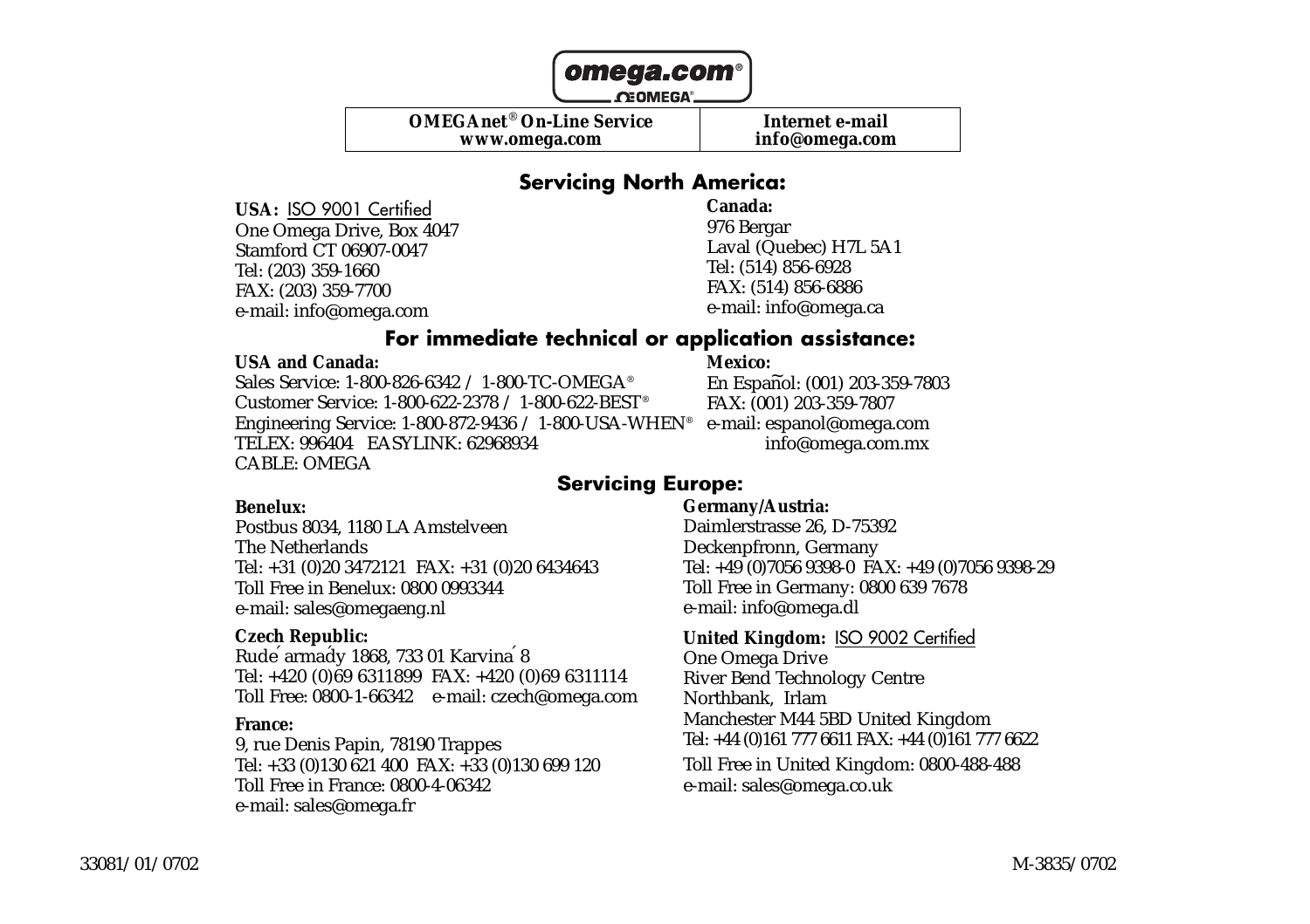**omega.com®**

**OMEGA®**

| OMEGAnet® On-Line Service | Internet e-mail |
|---|---|
| www.omega.com | info@omega.com |

## Servicing North America:

**USA:** ISO 9001 Certified
One Omega Drive, Box 4047
Stamford CT 06907-0047
Tel: (203) 359-1660
FAX: (203) 359-7700
e-mail: info@omega.com

**Canada:**
976 Bergar
Laval (Quebec) H7L 5A1
Tel: (514) 856-6928
FAX: (514) 856-6886
e-mail: info@omega.ca

## For immediate technical or application assistance:

**USA and Canada:**
Sales Service: 1-800-826-6342 / 1-800-TC-OMEGA®
Customer Service: 1-800-622-2378 / 1-800-622-BEST®
Engineering Service: 1-800-872-9436 / 1-800-USA-WHEN®
TELEX: 996404 EASYLINK: 62968934
CABLE: OMEGA

**Mexico:**
En Español: (001) 203-359-7803
FAX: (001) 203-359-7807
e-mail: espanol@omega.com
info@omega.com.mx

## Servicing Europe:

**Benelux:**
Postbus 8034, 1180 LA Amstelveen
The Netherlands
Tel: +31 (0)20 3472121 FAX: +31 (0)20 6434643
Toll Free in Benelux: 0800 0993344
e-mail: sales@omegaeng.nl

**Czech Republic:**
Rudé armády 1868, 733 01 Karviná 8
Tel: +420 (0)69 6311899 FAX: +420 (0)69 6311114
Toll Free: 0800-1-66342 e-mail: czech@omega.com

**France:**
9, rue Denis Papin, 78190 Trappes
Tel: +33 (0)130 621 400 FAX: +33 (0)130 699 120
Toll Free in France: 0800-4-06342
e-mail: sales@omega.fr

**Germany/Austria:**
Daimlerstrasse 26, D-75392
Deckenpfronn, Germany
Tel: +49 (0)7056 9398-0 FAX: +49 (0)7056 9398-29
Toll Free in Germany: 0800 639 7678
e-mail: info@omega.dl

**United Kingdom:** ISO 9002 Certified
One Omega Drive
River Bend Technology Centre
Northbank, Irlam
Manchester M44 5BD United Kingdom
Tel: +44 (0)161 777 6611 FAX: +44 (0)161 777 6622
Toll Free in United Kingdom: 0800-488-488
e-mail: sales@omega.co.uk

33081/01/0702 M-3835/0702